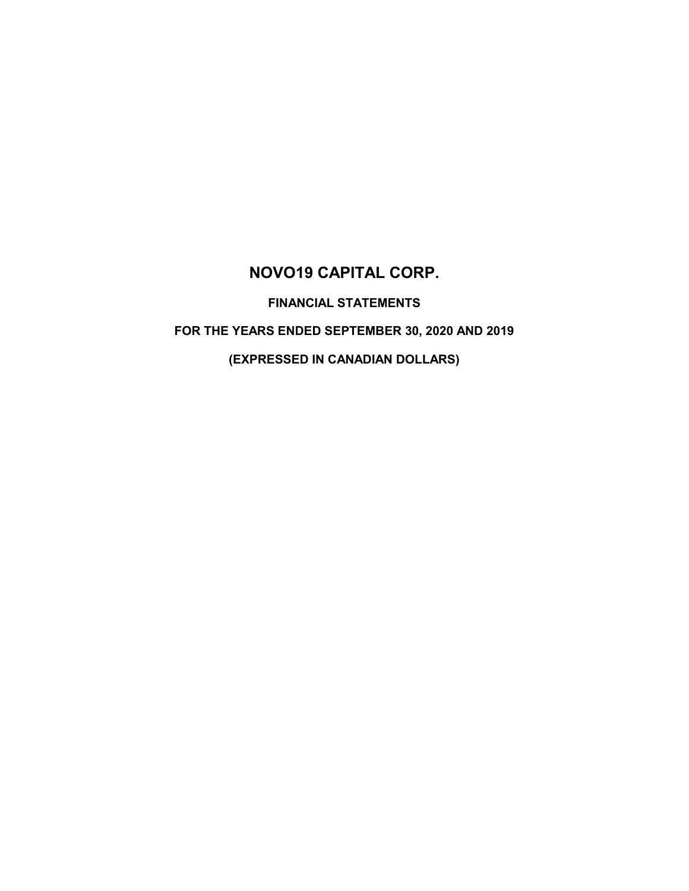# NOVO19 CAPITAL CORP.

## FINANCIAL STATEMENTS

## FOR THE YEARS ENDED SEPTEMBER 30, 2020 AND 2019

## (EXPRESSED IN CANADIAN DOLLARS)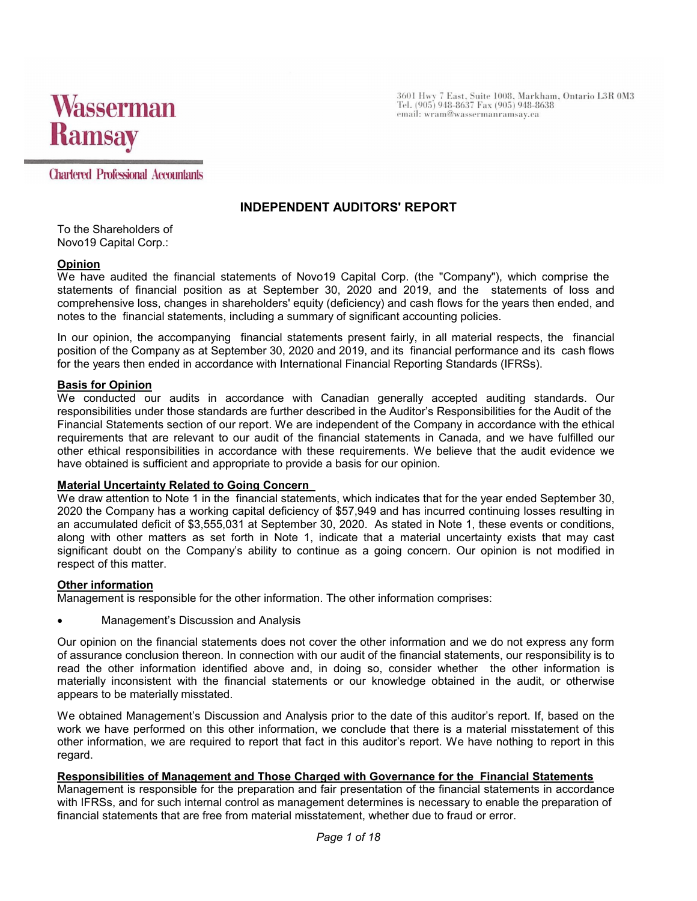Wasserman Ramsay

Chartered Professional Accountants

3601 Hwy 7 East, Suite 1008, Markham, Ontario L3R 0M3
Tel. (905) 948-8637 Fax (905) 948-8638
email: wram@wassermanramsay.ca

# INDEPENDENT AUDITORS' REPORT

To the Shareholders of
Novo19 Capital Corp.:

**Opinion**

We have audited the financial statements of Novo19 Capital Corp. (the "Company"), which comprise the statements of financial position as at September 30, 2020 and 2019, and the statements of loss and comprehensive loss, changes in shareholders' equity (deficiency) and cash flows for the years then ended, and notes to the financial statements, including a summary of significant accounting policies.

In our opinion, the accompanying financial statements present fairly, in all material respects, the financial position of the Company as at September 30, 2020 and 2019, and its financial performance and its cash flows for the years then ended in accordance with International Financial Reporting Standards (IFRSs).

**Basis for Opinion**

We conducted our audits in accordance with Canadian generally accepted auditing standards. Our responsibilities under those standards are further described in the Auditor's Responsibilities for the Audit of the Financial Statements section of our report. We are independent of the Company in accordance with the ethical requirements that are relevant to our audit of the financial statements in Canada, and we have fulfilled our other ethical responsibilities in accordance with these requirements. We believe that the audit evidence we have obtained is sufficient and appropriate to provide a basis for our opinion.

**Material Uncertainty Related to Going Concern**

We draw attention to Note 1 in the financial statements, which indicates that for the year ended September 30, 2020 the Company has a working capital deficiency of $57,949 and has incurred continuing losses resulting in an accumulated deficit of $3,555,031 at September 30, 2020. As stated in Note 1, these events or conditions, along with other matters as set forth in Note 1, indicate that a material uncertainty exists that may cast significant doubt on the Company's ability to continue as a going concern. Our opinion is not modified in respect of this matter.

**Other information**

Management is responsible for the other information. The other information comprises:

- Management's Discussion and Analysis

Our opinion on the financial statements does not cover the other information and we do not express any form of assurance conclusion thereon. In connection with our audit of the financial statements, our responsibility is to read the other information identified above and, in doing so, consider whether the other information is materially inconsistent with the financial statements or our knowledge obtained in the audit, or otherwise appears to be materially misstated.

We obtained Management's Discussion and Analysis prior to the date of this auditor's report. If, based on the work we have performed on this other information, we conclude that there is a material misstatement of this other information, we are required to report that fact in this auditor's report. We have nothing to report in this regard.

**Responsibilities of Management and Those Charged with Governance for the Financial Statements**

Management is responsible for the preparation and fair presentation of the financial statements in accordance with IFRSs, and for such internal control as management determines is necessary to enable the preparation of financial statements that are free from material misstatement, whether due to fraud or error.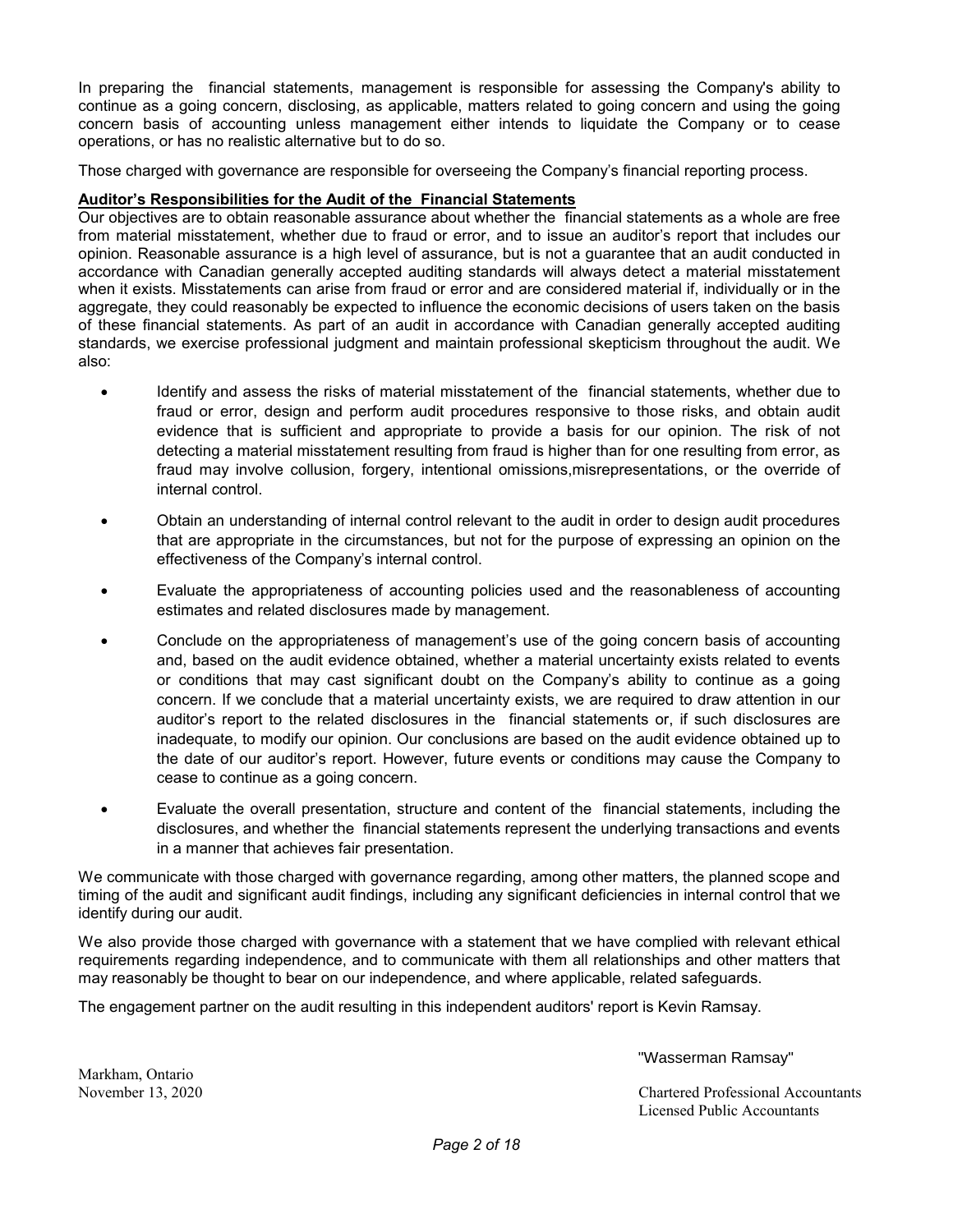In preparing the financial statements, management is responsible for assessing the Company's ability to continue as a going concern, disclosing, as applicable, matters related to going concern and using the going concern basis of accounting unless management either intends to liquidate the Company or to cease operations, or has no realistic alternative but to do so.

Those charged with governance are responsible for overseeing the Company's financial reporting process.

**Auditor's Responsibilities for the Audit of the Financial Statements**

Our objectives are to obtain reasonable assurance about whether the financial statements as a whole are free from material misstatement, whether due to fraud or error, and to issue an auditor's report that includes our opinion. Reasonable assurance is a high level of assurance, but is not a guarantee that an audit conducted in accordance with Canadian generally accepted auditing standards will always detect a material misstatement when it exists. Misstatements can arise from fraud or error and are considered material if, individually or in the aggregate, they could reasonably be expected to influence the economic decisions of users taken on the basis of these financial statements. As part of an audit in accordance with Canadian generally accepted auditing standards, we exercise professional judgment and maintain professional skepticism throughout the audit. We also:

- Identify and assess the risks of material misstatement of the financial statements, whether due to fraud or error, design and perform audit procedures responsive to those risks, and obtain audit evidence that is sufficient and appropriate to provide a basis for our opinion. The risk of not detecting a material misstatement resulting from fraud is higher than for one resulting from error, as fraud may involve collusion, forgery, intentional omissions,misrepresentations, or the override of internal control.

- Obtain an understanding of internal control relevant to the audit in order to design audit procedures that are appropriate in the circumstances, but not for the purpose of expressing an opinion on the effectiveness of the Company's internal control.

- Evaluate the appropriateness of accounting policies used and the reasonableness of accounting estimates and related disclosures made by management.

- Conclude on the appropriateness of management's use of the going concern basis of accounting and, based on the audit evidence obtained, whether a material uncertainty exists related to events or conditions that may cast significant doubt on the Company's ability to continue as a going concern. If we conclude that a material uncertainty exists, we are required to draw attention in our auditor's report to the related disclosures in the financial statements or, if such disclosures are inadequate, to modify our opinion. Our conclusions are based on the audit evidence obtained up to the date of our auditor's report. However, future events or conditions may cause the Company to cease to continue as a going concern.

- Evaluate the overall presentation, structure and content of the financial statements, including the disclosures, and whether the financial statements represent the underlying transactions and events in a manner that achieves fair presentation.

We communicate with those charged with governance regarding, among other matters, the planned scope and timing of the audit and significant audit findings, including any significant deficiencies in internal control that we identify during our audit.

We also provide those charged with governance with a statement that we have complied with relevant ethical requirements regarding independence, and to communicate with them all relationships and other matters that may reasonably be thought to bear on our independence, and where applicable, related safeguards.

The engagement partner on the audit resulting in this independent auditors' report is Kevin Ramsay.

"Wasserman Ramsay"

Markham, Ontario
November 13, 2020

Chartered Professional Accountants
Licensed Public Accountants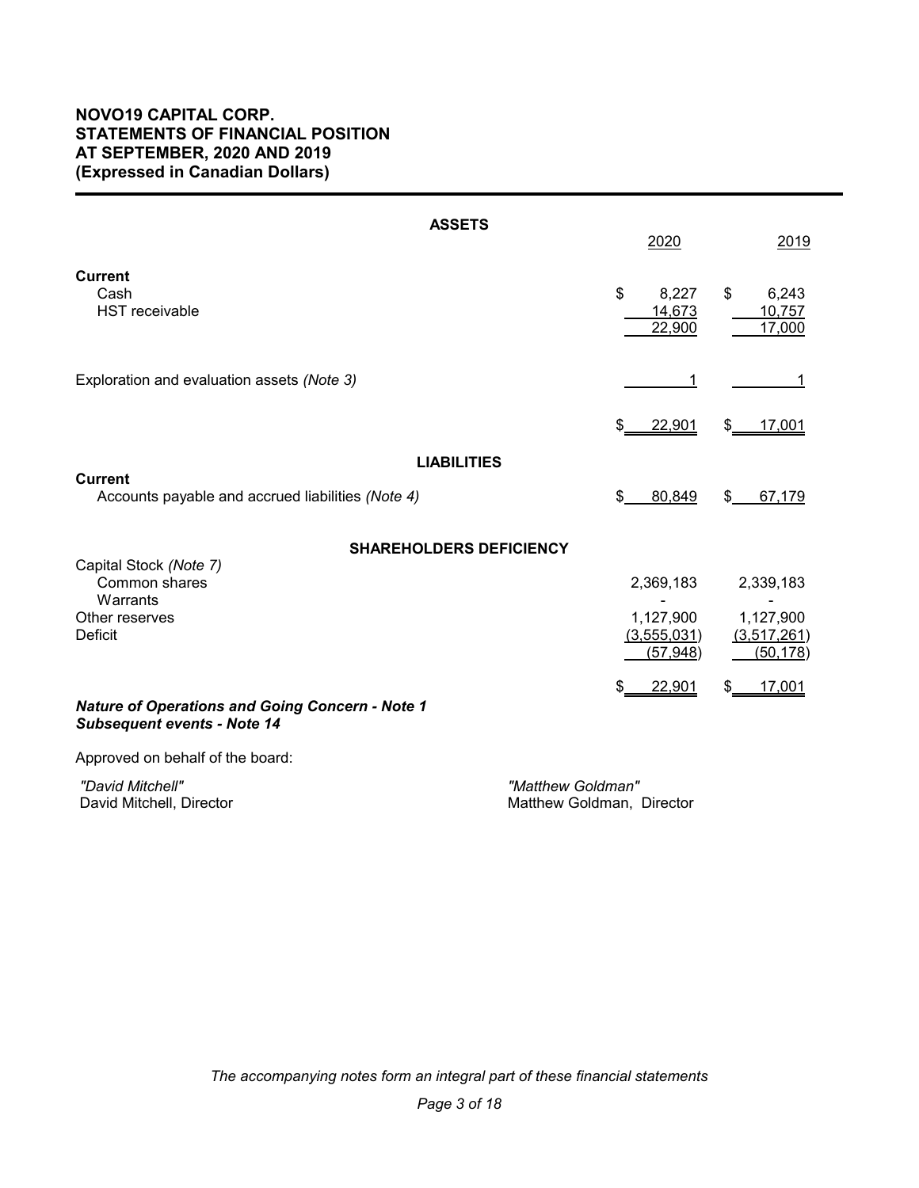# NOVO19 CAPITAL CORP.
# STATEMENTS OF FINANCIAL POSITION
# AT SEPTEMBER, 2020 AND 2019
# (Expressed in Canadian Dollars)

| | 2020 | 2019 |
|---|---|---|
| **ASSETS** | | |
| **Current** | | |
| Cash | $ 8,227 | $ 6,243 |
| HST receivable | 14,673 | 10,757 |
| | 22,900 | 17,000 |
| Exploration and evaluation assets *(Note 3)* | 1 | 1 |
| | $ 22,901 | $ 17,001 |
| **LIABILITIES** | | |
| **Current** | | |
| Accounts payable and accrued liabilities *(Note 4)* | $ 80,849 | $ 67,179 |
| **SHAREHOLDERS DEFICIENCY** | | |
| Capital Stock *(Note 7)* | | |
| Common shares | 2,369,183 | 2,339,183 |
| Warrants | - | - |
| Other reserves | 1,127,900 | 1,127,900 |
| Deficit | (3,555,031) | (3,517,261) |
| | (57,948) | (50,178) |
| | $ 22,901 | $ 17,001 |

***Nature of Operations and Going Concern - Note 1***
***Subsequent events - Note 14***

Approved on behalf of the board:

*"David Mitchell"*
David Mitchell, Director

*"Matthew Goldman"*
Matthew Goldman, Director

*The accompanying notes form an integral part of these financial statements*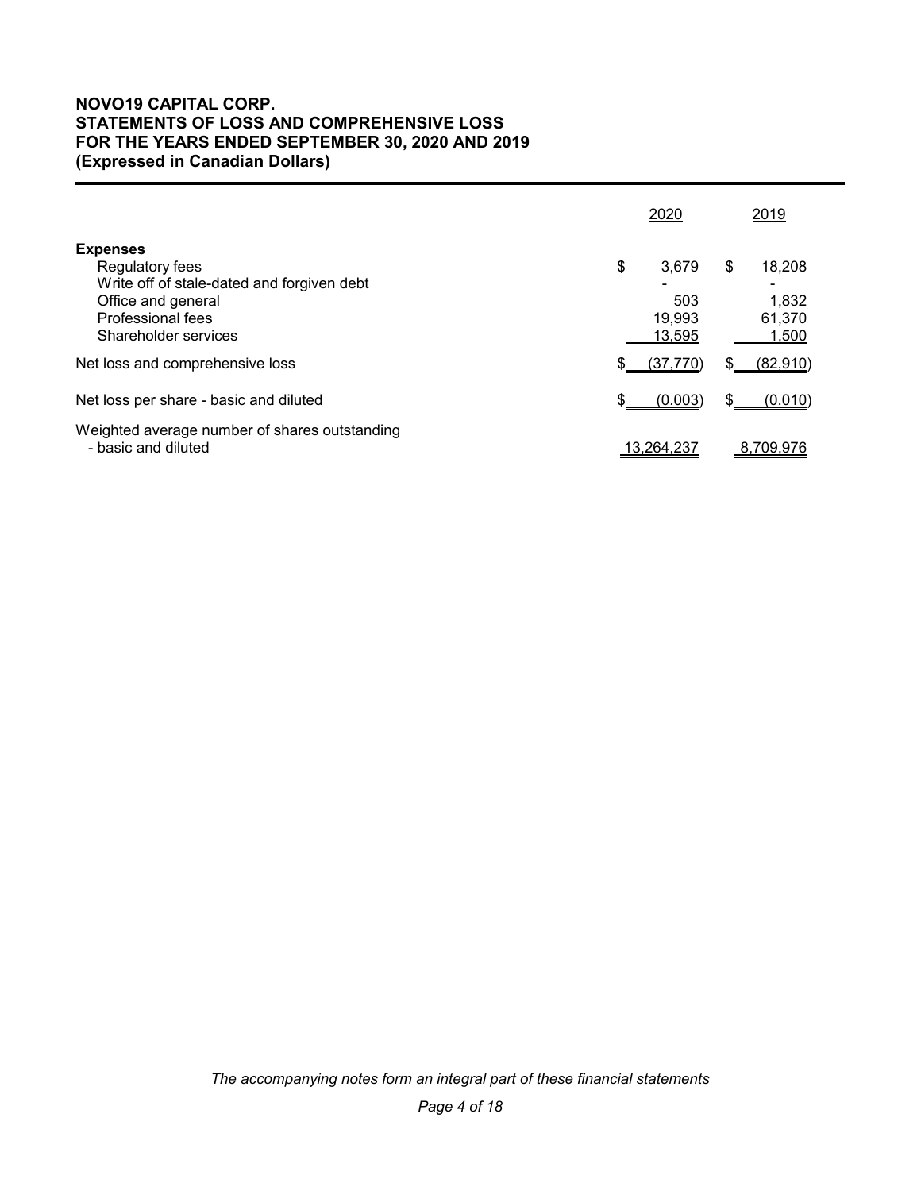**NOVO19 CAPITAL CORP.**
**STATEMENTS OF LOSS AND COMPREHENSIVE LOSS**
**FOR THE YEARS ENDED SEPTEMBER 30, 2020 AND 2019**
**(Expressed in Canadian Dollars)**

| | 2020 | 2019 |
|---|---|---|
| **Expenses** | | |
| Regulatory fees | $ 3,679 | $ 18,208 |
| Write off of stale-dated and forgiven debt | - | - |
| Office and general | 503 | 1,832 |
| Professional fees | 19,993 | 61,370 |
| Shareholder services | 13,595 | 1,500 |
| Net loss and comprehensive loss | $ (37,770) | $ (82,910) |
| Net loss per share - basic and diluted | $ (0.003) | $ (0.010) |
| Weighted average number of shares outstanding - basic and diluted | 13,264,237 | 8,709,976 |

*The accompanying notes form an integral part of these financial statements*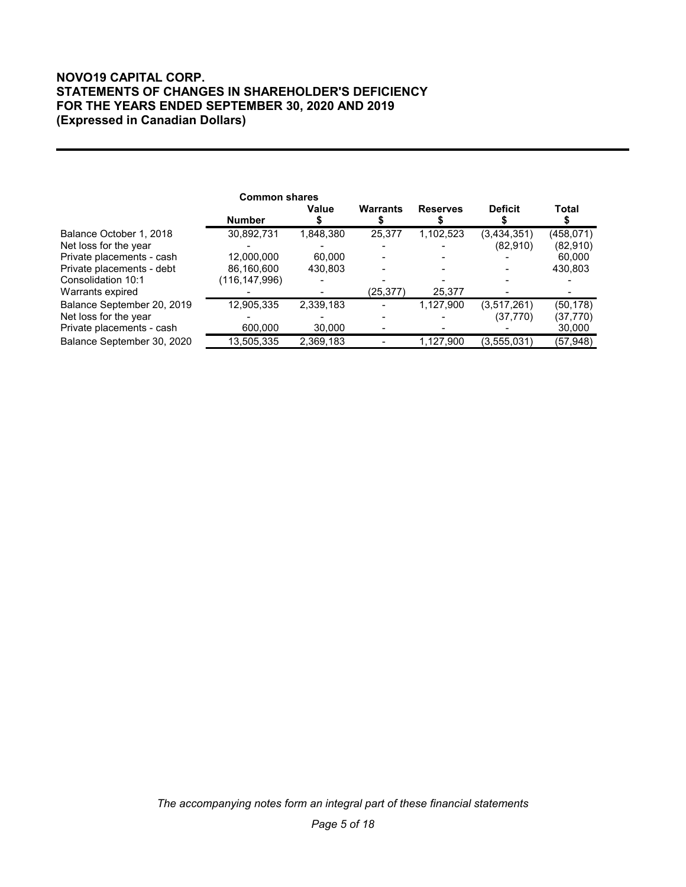# NOVO19 CAPITAL CORP.
# STATEMENTS OF CHANGES IN SHAREHOLDER'S DEFICIENCY
# FOR THE YEARS ENDED SEPTEMBER 30, 2020 AND 2019
# (Expressed in Canadian Dollars)

| | Common shares | | | | | |
|---|---|---|---|---|---|---|
| | Number | Value $ | Warrants $ | Reserves $ | Deficit $ | Total $ |
| Balance October 1, 2018 | 30,892,731 | 1,848,380 | 25,377 | 1,102,523 | (3,434,351) | (458,071) |
| Net loss for the year | - | - | - | - | (82,910) | (82,910) |
| Private placements - cash | 12,000,000 | 60,000 | - | - | - | 60,000 |
| Private placements - debt | 86,160,600 | 430,803 | - | - | - | 430,803 |
| Consolidation 10:1 | (116,147,996) | - | - | - | - | - |
| Warrants expired | - | - | (25,377) | 25,377 | - | - |
| Balance September 20, 2019 | 12,905,335 | 2,339,183 | - | 1,127,900 | (3,517,261) | (50,178) |
| Net loss for the year | - | - | - | - | (37,770) | (37,770) |
| Private placements - cash | 600,000 | 30,000 | - | - | - | 30,000 |
| Balance September 30, 2020 | 13,505,335 | 2,369,183 | - | 1,127,900 | (3,555,031) | (57,948) |

*The accompanying notes form an integral part of these financial statements*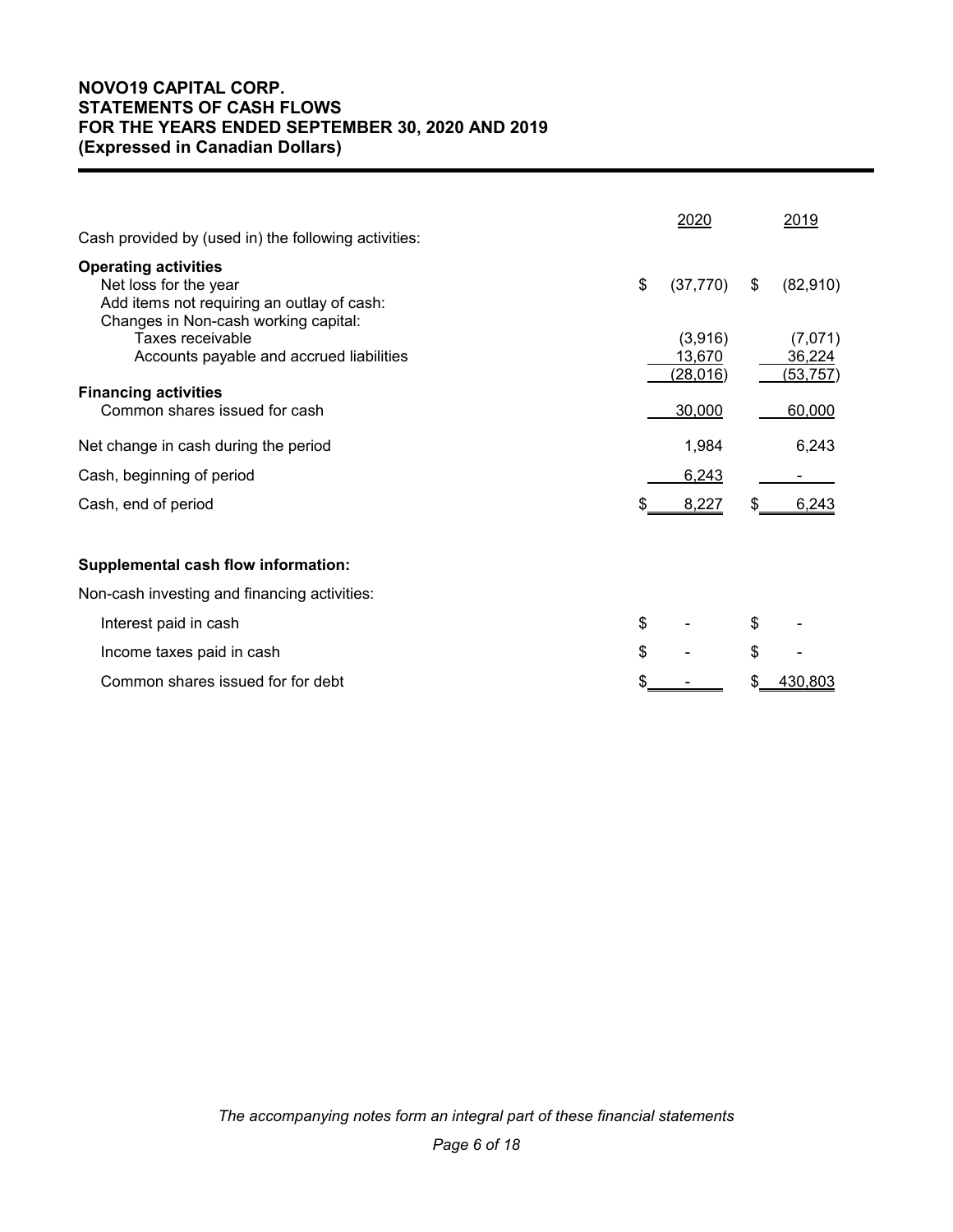**NOVO19 CAPITAL CORP.**
**STATEMENTS OF CASH FLOWS**
**FOR THE YEARS ENDED SEPTEMBER 30, 2020 AND 2019**
**(Expressed in Canadian Dollars)**

| | 2020 | 2019 |
|---|---|---|
| Cash provided by (used in) the following activities: | | |
| **Operating activities** | | |
| Net loss for the year | $ (37,770) | $ (82,910) |
| Add items not requiring an outlay of cash: | | |
| Changes in Non-cash working capital: | | |
| Taxes receivable | (3,916) | (7,071) |
| Accounts payable and accrued liabilities | 13,670 | 36,224 |
| | (28,016) | (53,757) |
| **Financing activities** | | |
| Common shares issued for cash | 30,000 | 60,000 |
| Net change in cash during the period | 1,984 | 6,243 |
| Cash, beginning of period | 6,243 | - |
| Cash, end of period | $ 8,227 | $ 6,243 |

**Supplemental cash flow information:**

| | 2020 | 2019 |
|---|---|---|
| Non-cash investing and financing activities: | | |
| Interest paid in cash | $ - | $ - |
| Income taxes paid in cash | $ - | $ - |
| Common shares issued for for debt | $ - | $ 430,803 |

*The accompanying notes form an integral part of these financial statements*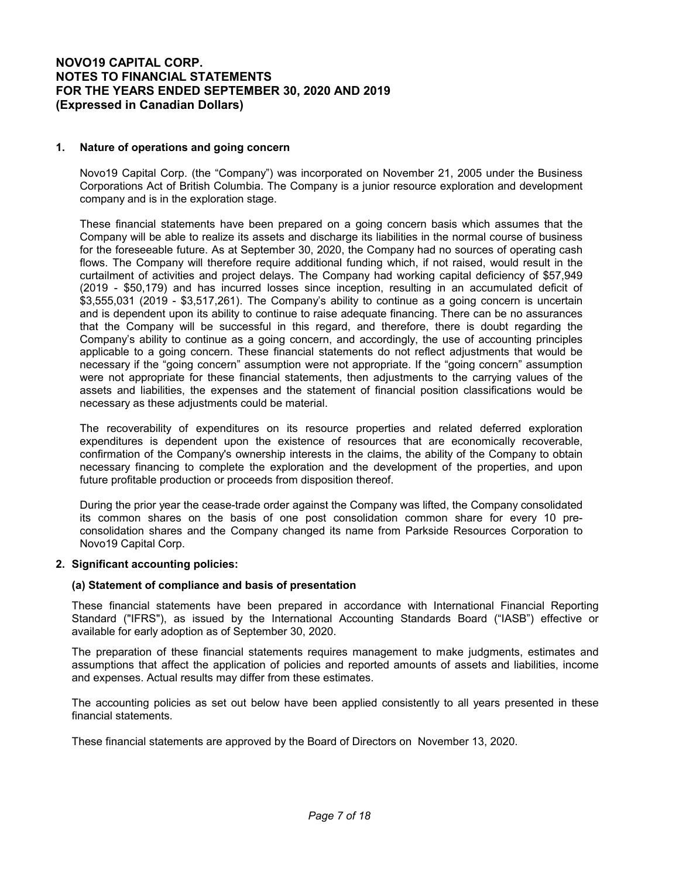# NOVO19 CAPITAL CORP.
# NOTES TO FINANCIAL STATEMENTS
# FOR THE YEARS ENDED SEPTEMBER 30, 2020 AND 2019
# (Expressed in Canadian Dollars)

## 1. Nature of operations and going concern

Novo19 Capital Corp. (the "Company") was incorporated on November 21, 2005 under the Business Corporations Act of British Columbia. The Company is a junior resource exploration and development company and is in the exploration stage.

These financial statements have been prepared on a going concern basis which assumes that the Company will be able to realize its assets and discharge its liabilities in the normal course of business for the foreseeable future. As at September 30, 2020, the Company had no sources of operating cash flows. The Company will therefore require additional funding which, if not raised, would result in the curtailment of activities and project delays. The Company had working capital deficiency of $57,949 (2019 - $50,179) and has incurred losses since inception, resulting in an accumulated deficit of $3,555,031 (2019 - $3,517,261). The Company's ability to continue as a going concern is uncertain and is dependent upon its ability to continue to raise adequate financing. There can be no assurances that the Company will be successful in this regard, and therefore, there is doubt regarding the Company's ability to continue as a going concern, and accordingly, the use of accounting principles applicable to a going concern. These financial statements do not reflect adjustments that would be necessary if the "going concern" assumption were not appropriate. If the "going concern" assumption were not appropriate for these financial statements, then adjustments to the carrying values of the assets and liabilities, the expenses and the statement of financial position classifications would be necessary as these adjustments could be material.

The recoverability of expenditures on its resource properties and related deferred exploration expenditures is dependent upon the existence of resources that are economically recoverable, confirmation of the Company's ownership interests in the claims, the ability of the Company to obtain necessary financing to complete the exploration and the development of the properties, and upon future profitable production or proceeds from disposition thereof.

During the prior year the cease-trade order against the Company was lifted, the Company consolidated its common shares on the basis of one post consolidation common share for every 10 pre-consolidation shares and the Company changed its name from Parkside Resources Corporation to Novo19 Capital Corp.

## 2. Significant accounting policies:

### (a) Statement of compliance and basis of presentation

These financial statements have been prepared in accordance with International Financial Reporting Standard ("IFRS"), as issued by the International Accounting Standards Board ("IASB") effective or available for early adoption as of September 30, 2020.

The preparation of these financial statements requires management to make judgments, estimates and assumptions that affect the application of policies and reported amounts of assets and liabilities, income and expenses. Actual results may differ from these estimates.

The accounting policies as set out below have been applied consistently to all years presented in these financial statements.

These financial statements are approved by the Board of Directors on November 13, 2020.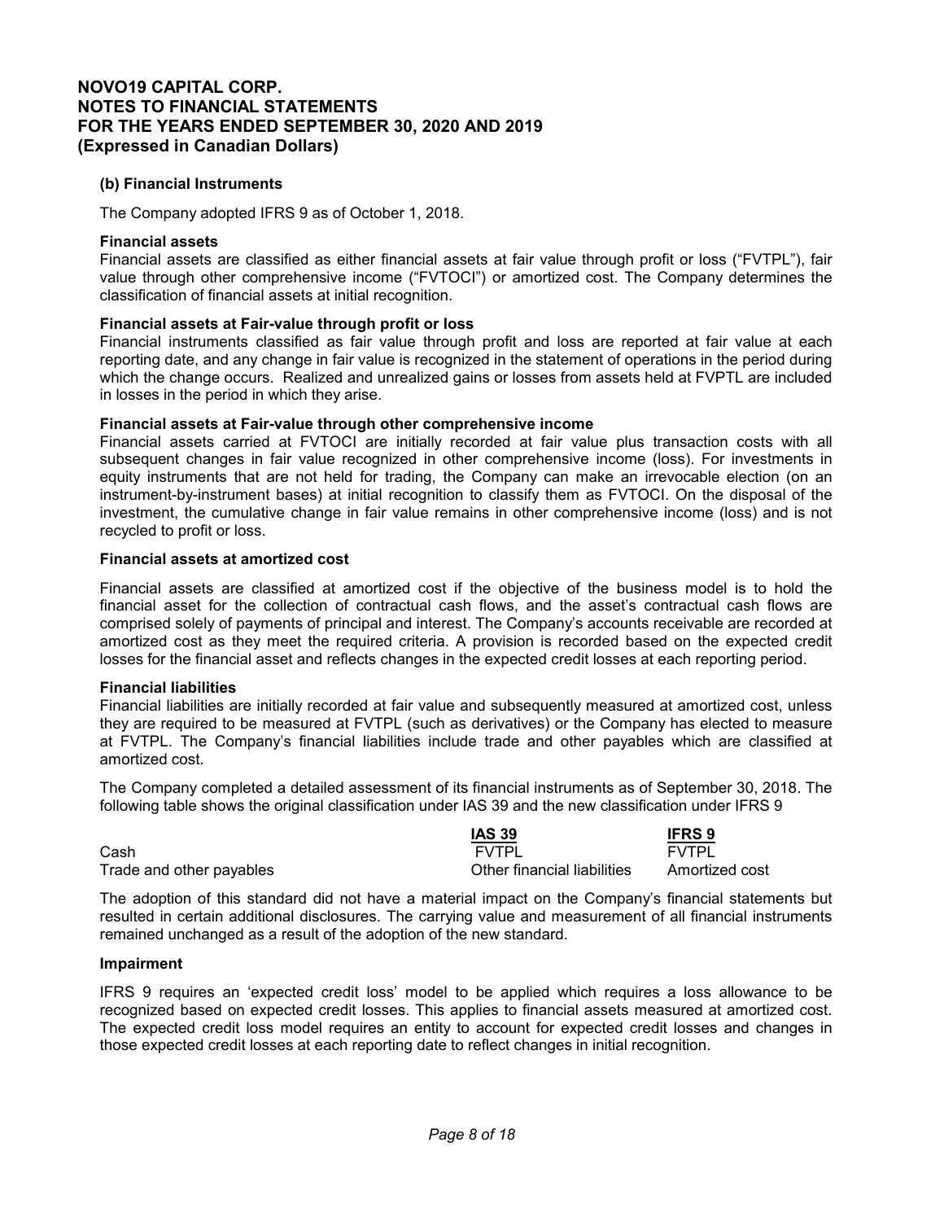**(b) Financial Instruments**

The Company adopted IFRS 9 as of October 1, 2018.

**Financial assets**
Financial assets are classified as either financial assets at fair value through profit or loss ("FVTPL"), fair value through other comprehensive income ("FVTOCI") or amortized cost. The Company determines the classification of financial assets at initial recognition.

**Financial assets at Fair-value through profit or loss**
Financial instruments classified as fair value through profit and loss are reported at fair value at each reporting date, and any change in fair value is recognized in the statement of operations in the period during which the change occurs. Realized and unrealized gains or losses from assets held at FVPTL are included in losses in the period in which they arise.

**Financial assets at Fair-value through other comprehensive income**
Financial assets carried at FVTOCI are initially recorded at fair value plus transaction costs with all subsequent changes in fair value recognized in other comprehensive income (loss). For investments in equity instruments that are not held for trading, the Company can make an irrevocable election (on an instrument-by-instrument bases) at initial recognition to classify them as FVTOCI. On the disposal of the investment, the cumulative change in fair value remains in other comprehensive income (loss) and is not recycled to profit or loss.

**Financial assets at amortized cost**

Financial assets are classified at amortized cost if the objective of the business model is to hold the financial asset for the collection of contractual cash flows, and the asset's contractual cash flows are comprised solely of payments of principal and interest. The Company's accounts receivable are recorded at amortized cost as they meet the required criteria. A provision is recorded based on the expected credit losses for the financial asset and reflects changes in the expected credit losses at each reporting period.

**Financial liabilities**
Financial liabilities are initially recorded at fair value and subsequently measured at amortized cost, unless they are required to be measured at FVTPL (such as derivatives) or the Company has elected to measure at FVTPL. The Company's financial liabilities include trade and other payables which are classified at amortized cost.

The Company completed a detailed assessment of its financial instruments as of September 30, 2018. The following table shows the original classification under IAS 39 and the new classification under IFRS 9

| | IAS 39 | IFRS 9 |
|---|---|---|
| Cash | FVTPL | FVTPL |
| Trade and other payables | Other financial liabilities | Amortized cost |

The adoption of this standard did not have a material impact on the Company's financial statements but resulted in certain additional disclosures. The carrying value and measurement of all financial instruments remained unchanged as a result of the adoption of the new standard.

**Impairment**

IFRS 9 requires an 'expected credit loss' model to be applied which requires a loss allowance to be recognized based on expected credit losses. This applies to financial assets measured at amortized cost. The expected credit loss model requires an entity to account for expected credit losses and changes in those expected credit losses at each reporting date to reflect changes in initial recognition.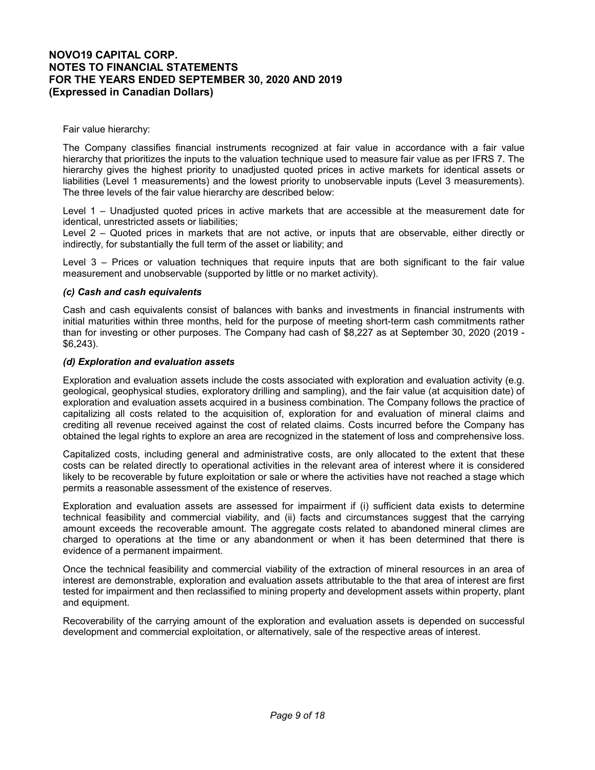Fair value hierarchy:

The Company classifies financial instruments recognized at fair value in accordance with a fair value hierarchy that prioritizes the inputs to the valuation technique used to measure fair value as per IFRS 7. The hierarchy gives the highest priority to unadjusted quoted prices in active markets for identical assets or liabilities (Level 1 measurements) and the lowest priority to unobservable inputs (Level 3 measurements). The three levels of the fair value hierarchy are described below:

Level 1 – Unadjusted quoted prices in active markets that are accessible at the measurement date for identical, unrestricted assets or liabilities;
Level 2 – Quoted prices in markets that are not active, or inputs that are observable, either directly or indirectly, for substantially the full term of the asset or liability; and

Level 3 – Prices or valuation techniques that require inputs that are both significant to the fair value measurement and unobservable (supported by little or no market activity).

***(c) Cash and cash equivalents***

Cash and cash equivalents consist of balances with banks and investments in financial instruments with initial maturities within three months, held for the purpose of meeting short-term cash commitments rather than for investing or other purposes. The Company had cash of $8,227 as at September 30, 2020 (2019 - $6,243).

***(d) Exploration and evaluation assets***

Exploration and evaluation assets include the costs associated with exploration and evaluation activity (e.g. geological, geophysical studies, exploratory drilling and sampling), and the fair value (at acquisition date) of exploration and evaluation assets acquired in a business combination. The Company follows the practice of capitalizing all costs related to the acquisition of, exploration for and evaluation of mineral claims and crediting all revenue received against the cost of related claims. Costs incurred before the Company has obtained the legal rights to explore an area are recognized in the statement of loss and comprehensive loss.

Capitalized costs, including general and administrative costs, are only allocated to the extent that these costs can be related directly to operational activities in the relevant area of interest where it is considered likely to be recoverable by future exploitation or sale or where the activities have not reached a stage which permits a reasonable assessment of the existence of reserves.

Exploration and evaluation assets are assessed for impairment if (i) sufficient data exists to determine technical feasibility and commercial viability, and (ii) facts and circumstances suggest that the carrying amount exceeds the recoverable amount. The aggregate costs related to abandoned mineral climes are charged to operations at the time or any abandonment or when it has been determined that there is evidence of a permanent impairment.

Once the technical feasibility and commercial viability of the extraction of mineral resources in an area of interest are demonstrable, exploration and evaluation assets attributable to the that area of interest are first tested for impairment and then reclassified to mining property and development assets within property, plant and equipment.

Recoverability of the carrying amount of the exploration and evaluation assets is depended on successful development and commercial exploitation, or alternatively, sale of the respective areas of interest.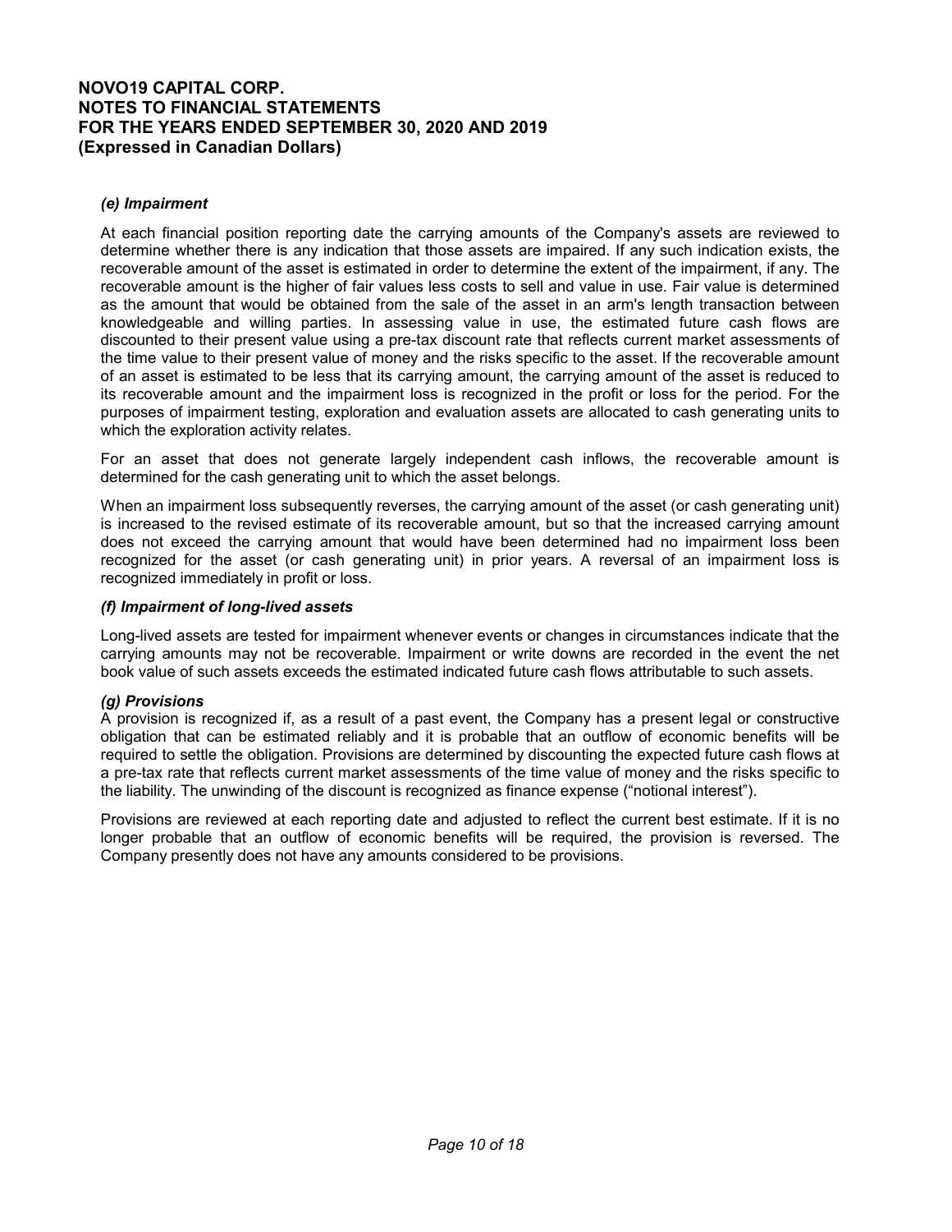### *(e) Impairment*

At each financial position reporting date the carrying amounts of the Company's assets are reviewed to determine whether there is any indication that those assets are impaired. If any such indication exists, the recoverable amount of the asset is estimated in order to determine the extent of the impairment, if any. The recoverable amount is the higher of fair values less costs to sell and value in use. Fair value is determined as the amount that would be obtained from the sale of the asset in an arm's length transaction between knowledgeable and willing parties. In assessing value in use, the estimated future cash flows are discounted to their present value using a pre-tax discount rate that reflects current market assessments of the time value to their present value of money and the risks specific to the asset. If the recoverable amount of an asset is estimated to be less that its carrying amount, the carrying amount of the asset is reduced to its recoverable amount and the impairment loss is recognized in the profit or loss for the period. For the purposes of impairment testing, exploration and evaluation assets are allocated to cash generating units to which the exploration activity relates.

For an asset that does not generate largely independent cash inflows, the recoverable amount is determined for the cash generating unit to which the asset belongs.

When an impairment loss subsequently reverses, the carrying amount of the asset (or cash generating unit) is increased to the revised estimate of its recoverable amount, but so that the increased carrying amount does not exceed the carrying amount that would have been determined had no impairment loss been recognized for the asset (or cash generating unit) in prior years. A reversal of an impairment loss is recognized immediately in profit or loss.

### *(f) Impairment of long-lived assets*

Long-lived assets are tested for impairment whenever events or changes in circumstances indicate that the carrying amounts may not be recoverable. Impairment or write downs are recorded in the event the net book value of such assets exceeds the estimated indicated future cash flows attributable to such assets.

### *(g) Provisions*

A provision is recognized if, as a result of a past event, the Company has a present legal or constructive obligation that can be estimated reliably and it is probable that an outflow of economic benefits will be required to settle the obligation. Provisions are determined by discounting the expected future cash flows at a pre-tax rate that reflects current market assessments of the time value of money and the risks specific to the liability. The unwinding of the discount is recognized as finance expense ("notional interest").

Provisions are reviewed at each reporting date and adjusted to reflect the current best estimate. If it is no longer probable that an outflow of economic benefits will be required, the provision is reversed. The Company presently does not have any amounts considered to be provisions.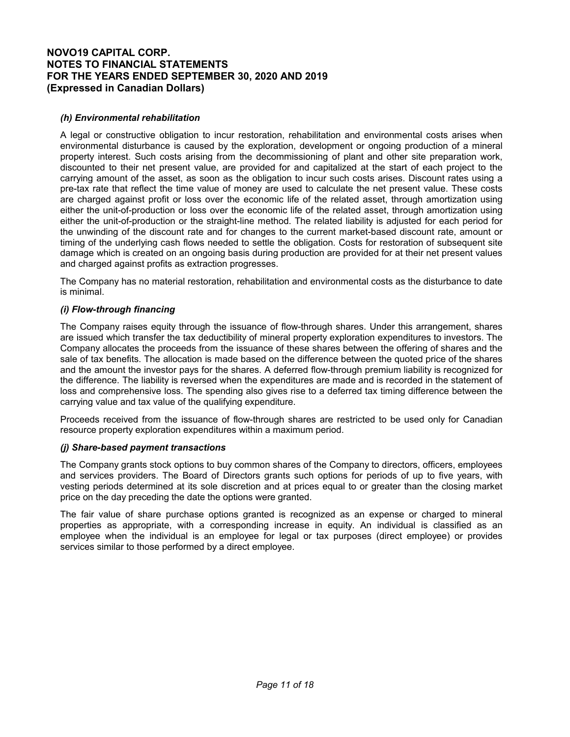### *(h) Environmental rehabilitation*

A legal or constructive obligation to incur restoration, rehabilitation and environmental costs arises when environmental disturbance is caused by the exploration, development or ongoing production of a mineral property interest. Such costs arising from the decommissioning of plant and other site preparation work, discounted to their net present value, are provided for and capitalized at the start of each project to the carrying amount of the asset, as soon as the obligation to incur such costs arises. Discount rates using a pre-tax rate that reflect the time value of money are used to calculate the net present value. These costs are charged against profit or loss over the economic life of the related asset, through amortization using either the unit-of-production or loss over the economic life of the related asset, through amortization using either the unit-of-production or the straight-line method. The related liability is adjusted for each period for the unwinding of the discount rate and for changes to the current market-based discount rate, amount or timing of the underlying cash flows needed to settle the obligation. Costs for restoration of subsequent site damage which is created on an ongoing basis during production are provided for at their net present values and charged against profits as extraction progresses.

The Company has no material restoration, rehabilitation and environmental costs as the disturbance to date is minimal.

### *(i) Flow-through financing*

The Company raises equity through the issuance of flow-through shares. Under this arrangement, shares are issued which transfer the tax deductibility of mineral property exploration expenditures to investors. The Company allocates the proceeds from the issuance of these shares between the offering of shares and the sale of tax benefits. The allocation is made based on the difference between the quoted price of the shares and the amount the investor pays for the shares. A deferred flow-through premium liability is recognized for the difference. The liability is reversed when the expenditures are made and is recorded in the statement of loss and comprehensive loss. The spending also gives rise to a deferred tax timing difference between the carrying value and tax value of the qualifying expenditure.

Proceeds received from the issuance of flow-through shares are restricted to be used only for Canadian resource property exploration expenditures within a maximum period.

### *(j) Share-based payment transactions*

The Company grants stock options to buy common shares of the Company to directors, officers, employees and services providers. The Board of Directors grants such options for periods of up to five years, with vesting periods determined at its sole discretion and at prices equal to or greater than the closing market price on the day preceding the date the options were granted.

The fair value of share purchase options granted is recognized as an expense or charged to mineral properties as appropriate, with a corresponding increase in equity. An individual is classified as an employee when the individual is an employee for legal or tax purposes (direct employee) or provides services similar to those performed by a direct employee.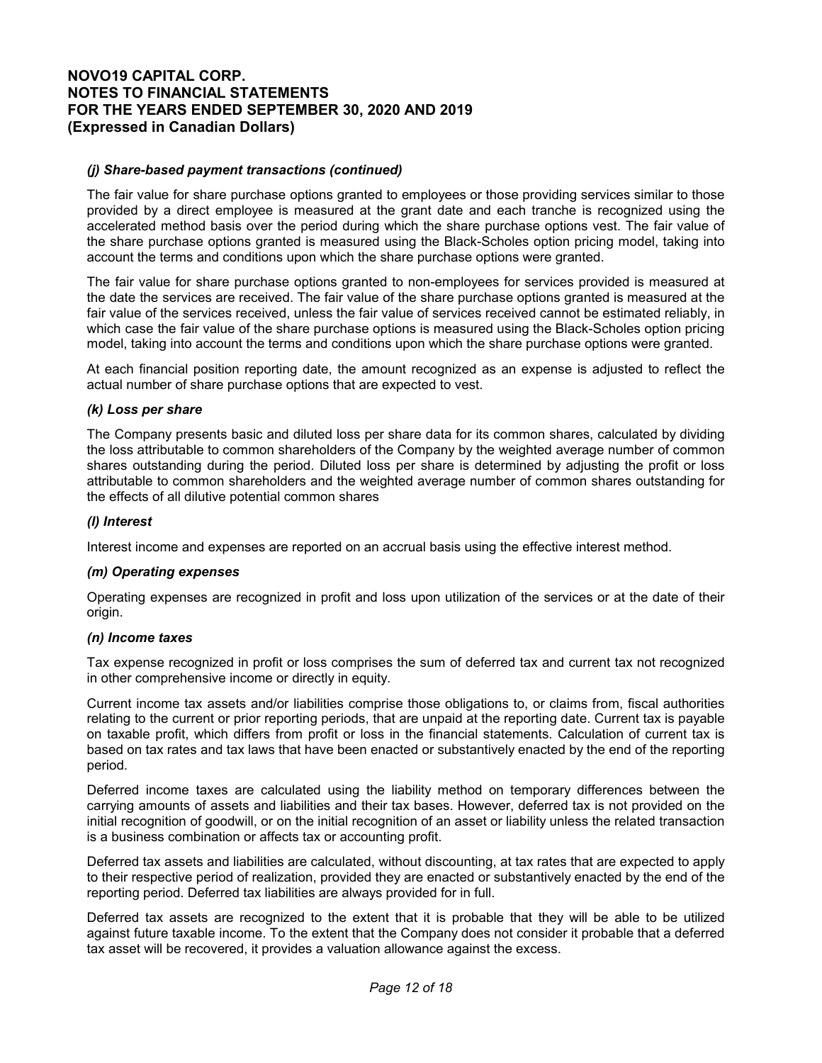### *(j) Share-based payment transactions (continued)*

The fair value for share purchase options granted to employees or those providing services similar to those provided by a direct employee is measured at the grant date and each tranche is recognized using the accelerated method basis over the period during which the share purchase options vest. The fair value of the share purchase options granted is measured using the Black-Scholes option pricing model, taking into account the terms and conditions upon which the share purchase options were granted.

The fair value for share purchase options granted to non-employees for services provided is measured at the date the services are received. The fair value of the share purchase options granted is measured at the fair value of the services received, unless the fair value of services received cannot be estimated reliably, in which case the fair value of the share purchase options is measured using the Black-Scholes option pricing model, taking into account the terms and conditions upon which the share purchase options were granted.

At each financial position reporting date, the amount recognized as an expense is adjusted to reflect the actual number of share purchase options that are expected to vest.

### *(k) Loss per share*

The Company presents basic and diluted loss per share data for its common shares, calculated by dividing the loss attributable to common shareholders of the Company by the weighted average number of common shares outstanding during the period. Diluted loss per share is determined by adjusting the profit or loss attributable to common shareholders and the weighted average number of common shares outstanding for the effects of all dilutive potential common shares

### *(l) Interest*

Interest income and expenses are reported on an accrual basis using the effective interest method.

### *(m) Operating expenses*

Operating expenses are recognized in profit and loss upon utilization of the services or at the date of their origin.

### *(n) Income taxes*

Tax expense recognized in profit or loss comprises the sum of deferred tax and current tax not recognized in other comprehensive income or directly in equity.

Current income tax assets and/or liabilities comprise those obligations to, or claims from, fiscal authorities relating to the current or prior reporting periods, that are unpaid at the reporting date. Current tax is payable on taxable profit, which differs from profit or loss in the financial statements. Calculation of current tax is based on tax rates and tax laws that have been enacted or substantively enacted by the end of the reporting period.

Deferred income taxes are calculated using the liability method on temporary differences between the carrying amounts of assets and liabilities and their tax bases. However, deferred tax is not provided on the initial recognition of goodwill, or on the initial recognition of an asset or liability unless the related transaction is a business combination or affects tax or accounting profit.

Deferred tax assets and liabilities are calculated, without discounting, at tax rates that are expected to apply to their respective period of realization, provided they are enacted or substantively enacted by the end of the reporting period. Deferred tax liabilities are always provided for in full.

Deferred tax assets are recognized to the extent that it is probable that they will be able to be utilized against future taxable income. To the extent that the Company does not consider it probable that a deferred tax asset will be recovered, it provides a valuation allowance against the excess.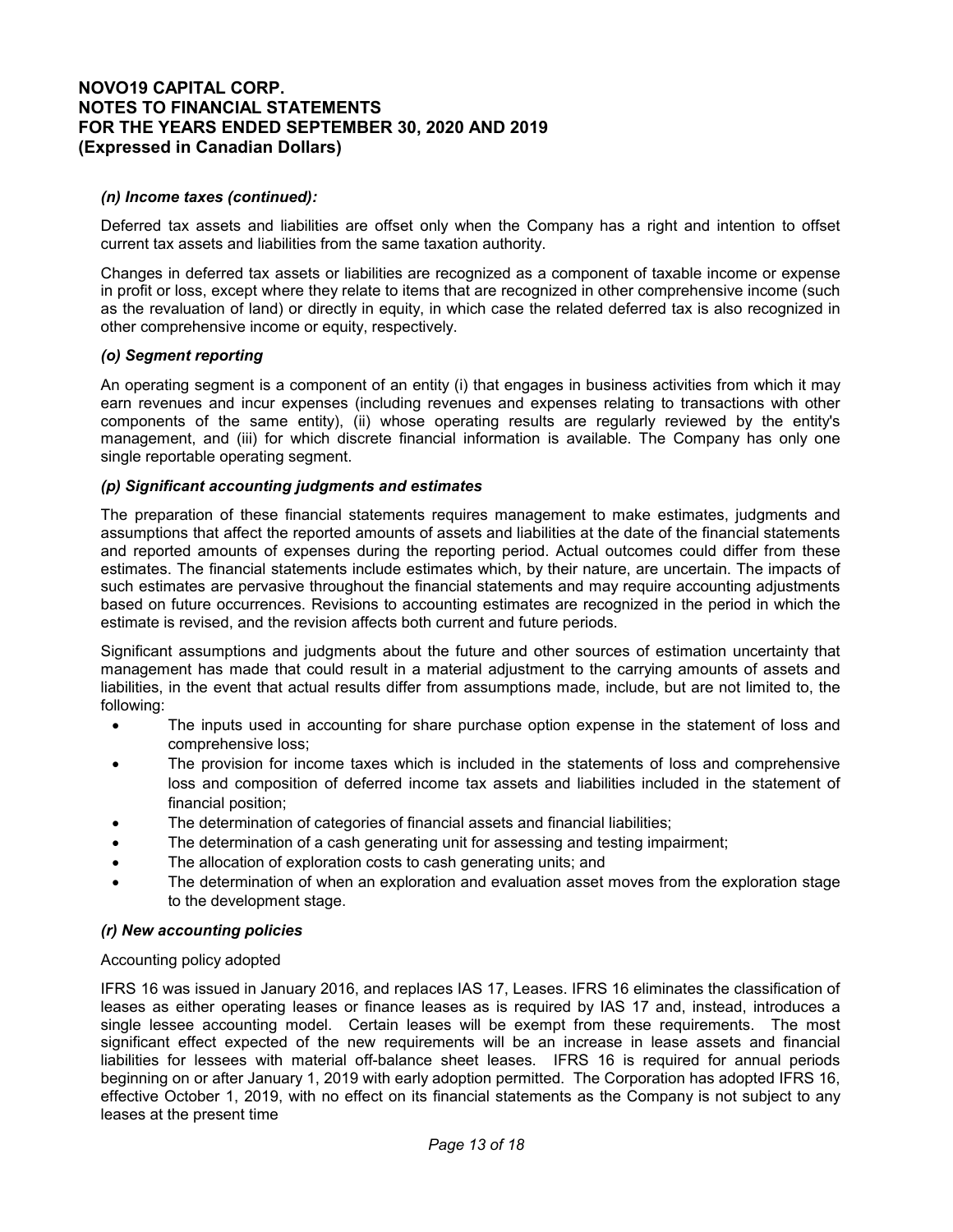### *(n) Income taxes (continued):*

Deferred tax assets and liabilities are offset only when the Company has a right and intention to offset current tax assets and liabilities from the same taxation authority.

Changes in deferred tax assets or liabilities are recognized as a component of taxable income or expense in profit or loss, except where they relate to items that are recognized in other comprehensive income (such as the revaluation of land) or directly in equity, in which case the related deferred tax is also recognized in other comprehensive income or equity, respectively.

### *(o) Segment reporting*

An operating segment is a component of an entity (i) that engages in business activities from which it may earn revenues and incur expenses (including revenues and expenses relating to transactions with other components of the same entity), (ii) whose operating results are regularly reviewed by the entity's management, and (iii) for which discrete financial information is available. The Company has only one single reportable operating segment.

### *(p) Significant accounting judgments and estimates*

The preparation of these financial statements requires management to make estimates, judgments and assumptions that affect the reported amounts of assets and liabilities at the date of the financial statements and reported amounts of expenses during the reporting period. Actual outcomes could differ from these estimates. The financial statements include estimates which, by their nature, are uncertain. The impacts of such estimates are pervasive throughout the financial statements and may require accounting adjustments based on future occurrences. Revisions to accounting estimates are recognized in the period in which the estimate is revised, and the revision affects both current and future periods.

Significant assumptions and judgments about the future and other sources of estimation uncertainty that management has made that could result in a material adjustment to the carrying amounts of assets and liabilities, in the event that actual results differ from assumptions made, include, but are not limited to, the following:

- The inputs used in accounting for share purchase option expense in the statement of loss and comprehensive loss;
- The provision for income taxes which is included in the statements of loss and comprehensive loss and composition of deferred income tax assets and liabilities included in the statement of financial position;
- The determination of categories of financial assets and financial liabilities;
- The determination of a cash generating unit for assessing and testing impairment;
- The allocation of exploration costs to cash generating units; and
- The determination of when an exploration and evaluation asset moves from the exploration stage to the development stage.

### *(r) New accounting policies*

Accounting policy adopted

IFRS 16 was issued in January 2016, and replaces IAS 17, Leases. IFRS 16 eliminates the classification of leases as either operating leases or finance leases as is required by IAS 17 and, instead, introduces a single lessee accounting model. Certain leases will be exempt from these requirements. The most significant effect expected of the new requirements will be an increase in lease assets and financial liabilities for lessees with material off-balance sheet leases. IFRS 16 is required for annual periods beginning on or after January 1, 2019 with early adoption permitted. The Corporation has adopted IFRS 16, effective October 1, 2019, with no effect on its financial statements as the Company is not subject to any leases at the present time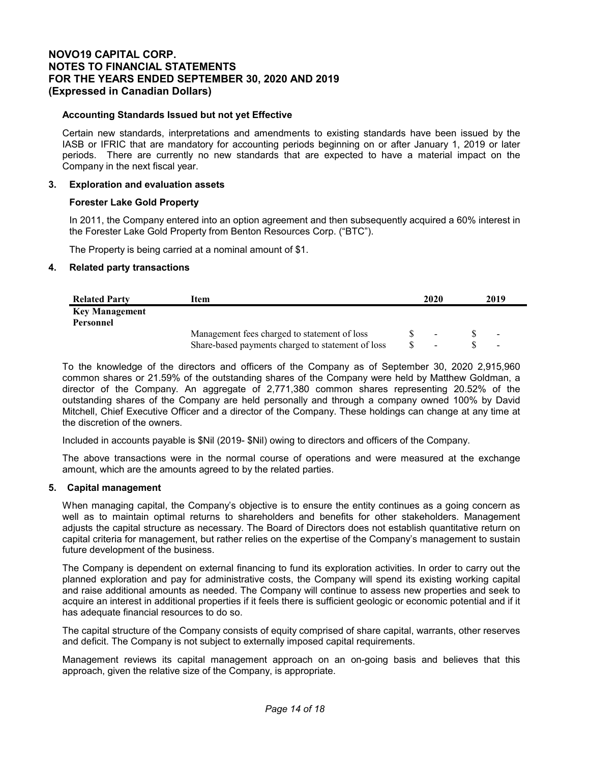### Accounting Standards Issued but not yet Effective

Certain new standards, interpretations and amendments to existing standards have been issued by the IASB or IFRIC that are mandatory for accounting periods beginning on or after January 1, 2019 or later periods. There are currently no new standards that are expected to have a material impact on the Company in the next fiscal year.

## 3. Exploration and evaluation assets

### Forester Lake Gold Property

In 2011, the Company entered into an option agreement and then subsequently acquired a 60% interest in the Forester Lake Gold Property from Benton Resources Corp. ("BTC").

The Property is being carried at a nominal amount of $1.

## 4. Related party transactions

| Related Party | Item | 2020 | 2019 |
|---|---|---|---|
| **Key Management Personnel** | | | |
| | Management fees charged to statement of loss | $ - | $ - |
| | Share-based payments charged to statement of loss | $ - | $ - |

To the knowledge of the directors and officers of the Company as of September 30, 2020 2,915,960 common shares or 21.59% of the outstanding shares of the Company were held by Matthew Goldman, a director of the Company. An aggregate of 2,771,380 common shares representing 20.52% of the outstanding shares of the Company are held personally and through a company owned 100% by David Mitchell, Chief Executive Officer and a director of the Company. These holdings can change at any time at the discretion of the owners.

Included in accounts payable is $Nil (2019- $Nil) owing to directors and officers of the Company.

The above transactions were in the normal course of operations and were measured at the exchange amount, which are the amounts agreed to by the related parties.

## 5. Capital management

When managing capital, the Company's objective is to ensure the entity continues as a going concern as well as to maintain optimal returns to shareholders and benefits for other stakeholders. Management adjusts the capital structure as necessary. The Board of Directors does not establish quantitative return on capital criteria for management, but rather relies on the expertise of the Company's management to sustain future development of the business.

The Company is dependent on external financing to fund its exploration activities. In order to carry out the planned exploration and pay for administrative costs, the Company will spend its existing working capital and raise additional amounts as needed. The Company will continue to assess new properties and seek to acquire an interest in additional properties if it feels there is sufficient geologic or economic potential and if it has adequate financial resources to do so.

The capital structure of the Company consists of equity comprised of share capital, warrants, other reserves and deficit. The Company is not subject to externally imposed capital requirements.

Management reviews its capital management approach on an on-going basis and believes that this approach, given the relative size of the Company, is appropriate.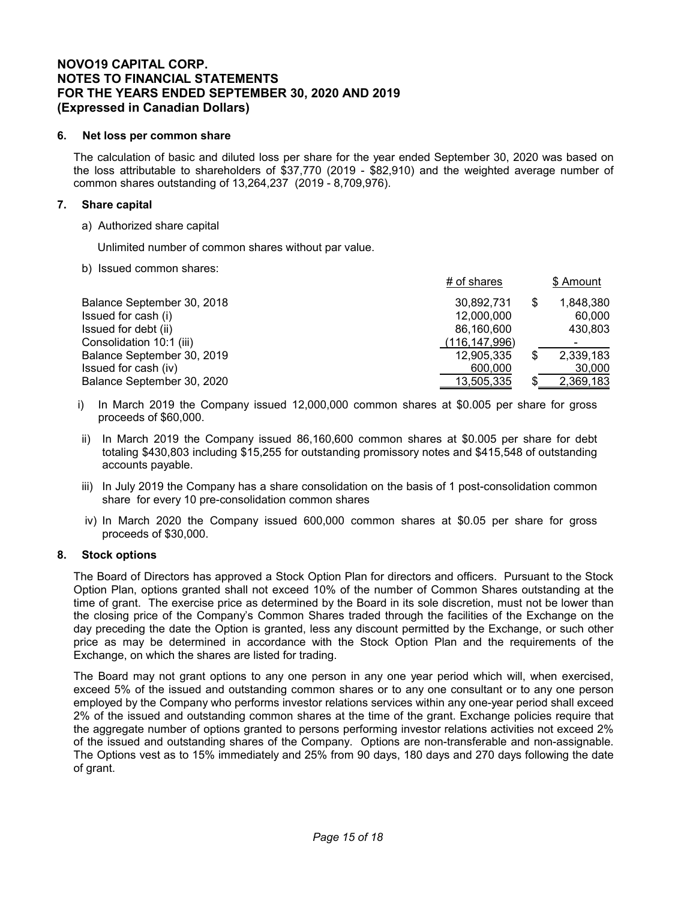**NOVO19 CAPITAL CORP.**
**NOTES TO FINANCIAL STATEMENTS**
**FOR THE YEARS ENDED SEPTEMBER 30, 2020 AND 2019**
**(Expressed in Canadian Dollars)**

### 6. Net loss per common share

The calculation of basic and diluted loss per share for the year ended September 30, 2020 was based on the loss attributable to shareholders of $37,770 (2019 - $82,910) and the weighted average number of common shares outstanding of 13,264,237 (2019 - 8,709,976).

### 7. Share capital

a) Authorized share capital

Unlimited number of common shares without par value.

b) Issued common shares:

| | # of shares | | $ Amount |
|---|---|---|---|
| Balance September 30, 2018 | 30,892,731 | $ | 1,848,380 |
| Issued for cash (i) | 12,000,000 | | 60,000 |
| Issued for debt (ii) | 86,160,600 | | 430,803 |
| Consolidation 10:1 (iii) | (116,147,996) | | - |
| Balance September 30, 2019 | 12,905,335 | $ | 2,339,183 |
| Issued for cash (iv) | 600,000 | | 30,000 |
| Balance September 30, 2020 | 13,505,335 | $ | 2,369,183 |

i) In March 2019 the Company issued 12,000,000 common shares at $0.005 per share for gross proceeds of $60,000.

ii) In March 2019 the Company issued 86,160,600 common shares at $0.005 per share for debt totaling $430,803 including $15,255 for outstanding promissory notes and $415,548 of outstanding accounts payable.

iii) In July 2019 the Company has a share consolidation on the basis of 1 post-consolidation common share for every 10 pre-consolidation common shares

iv) In March 2020 the Company issued 600,000 common shares at $0.05 per share for gross proceeds of $30,000.

### 8. Stock options

The Board of Directors has approved a Stock Option Plan for directors and officers. Pursuant to the Stock Option Plan, options granted shall not exceed 10% of the number of Common Shares outstanding at the time of grant. The exercise price as determined by the Board in its sole discretion, must not be lower than the closing price of the Company's Common Shares traded through the facilities of the Exchange on the day preceding the date the Option is granted, less any discount permitted by the Exchange, or such other price as may be determined in accordance with the Stock Option Plan and the requirements of the Exchange, on which the shares are listed for trading.

The Board may not grant options to any one person in any one year period which will, when exercised, exceed 5% of the issued and outstanding common shares or to any one consultant or to any one person employed by the Company who performs investor relations services within any one-year period shall exceed 2% of the issued and outstanding common shares at the time of the grant. Exchange policies require that the aggregate number of options granted to persons performing investor relations activities not exceed 2% of the issued and outstanding shares of the Company. Options are non-transferable and non-assignable. The Options vest as to 15% immediately and 25% from 90 days, 180 days and 270 days following the date of grant.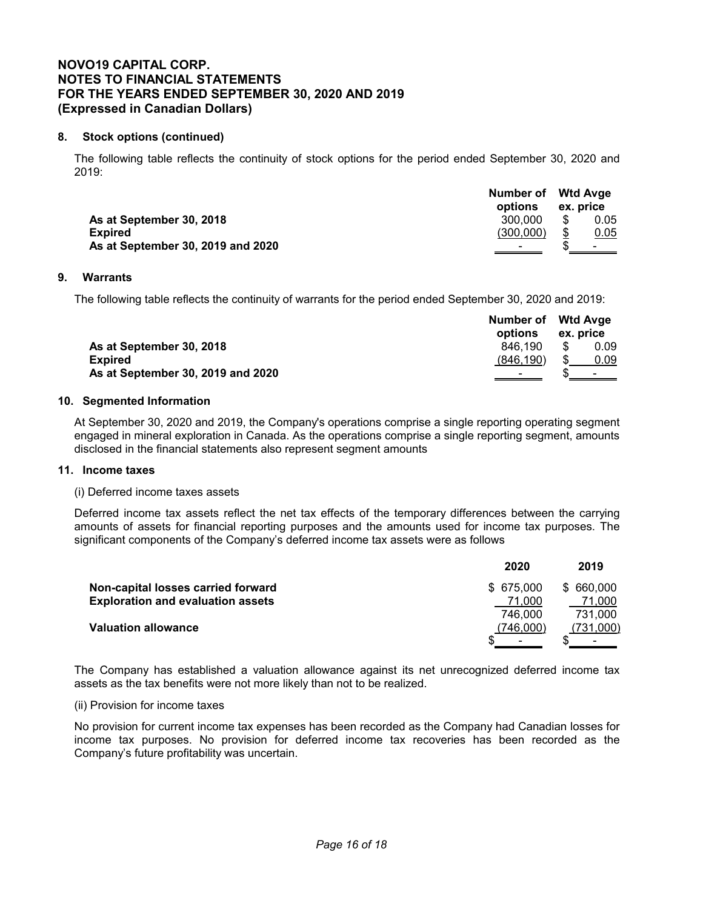## 8. Stock options (continued)

The following table reflects the continuity of stock options for the period ended September 30, 2020 and 2019:

| | Number of options | Wtd Avge ex. price |
|---|---|---|
| **As at September 30, 2018** | 300,000 | $ 0.05 |
| **Expired** | (300,000) | $ 0.05 |
| **As at September 30, 2019 and 2020** | - | $ - |

## 9. Warrants

The following table reflects the continuity of warrants for the period ended September 30, 2020 and 2019:

| | Number of options | Wtd Avge ex. price |
|---|---|---|
| **As at September 30, 2018** | 846,190 | $ 0.09 |
| **Expired** | (846,190) | $ 0.09 |
| **As at September 30, 2019 and 2020** | - | $ - |

## 10. Segmented Information

At September 30, 2020 and 2019, the Company's operations comprise a single reporting operating segment engaged in mineral exploration in Canada. As the operations comprise a single reporting segment, amounts disclosed in the financial statements also represent segment amounts

## 11. Income taxes

(i) Deferred income taxes assets

Deferred income tax assets reflect the net tax effects of the temporary differences between the carrying amounts of assets for financial reporting purposes and the amounts used for income tax purposes. The significant components of the Company's deferred income tax assets were as follows

| | 2020 | 2019 |
|---|---|---|
| **Non-capital losses carried forward** | $ 675,000 | $ 660,000 |
| **Exploration and evaluation assets** | 71,000 | 71,000 |
| | 746,000 | 731,000 |
| **Valuation allowance** | (746,000) | (731,000) |
| | $ - | $ - |

The Company has established a valuation allowance against its net unrecognized deferred income tax assets as the tax benefits were not more likely than not to be realized.

(ii) Provision for income taxes

No provision for current income tax expenses has been recorded as the Company had Canadian losses for income tax purposes. No provision for deferred income tax recoveries has been recorded as the Company's future profitability was uncertain.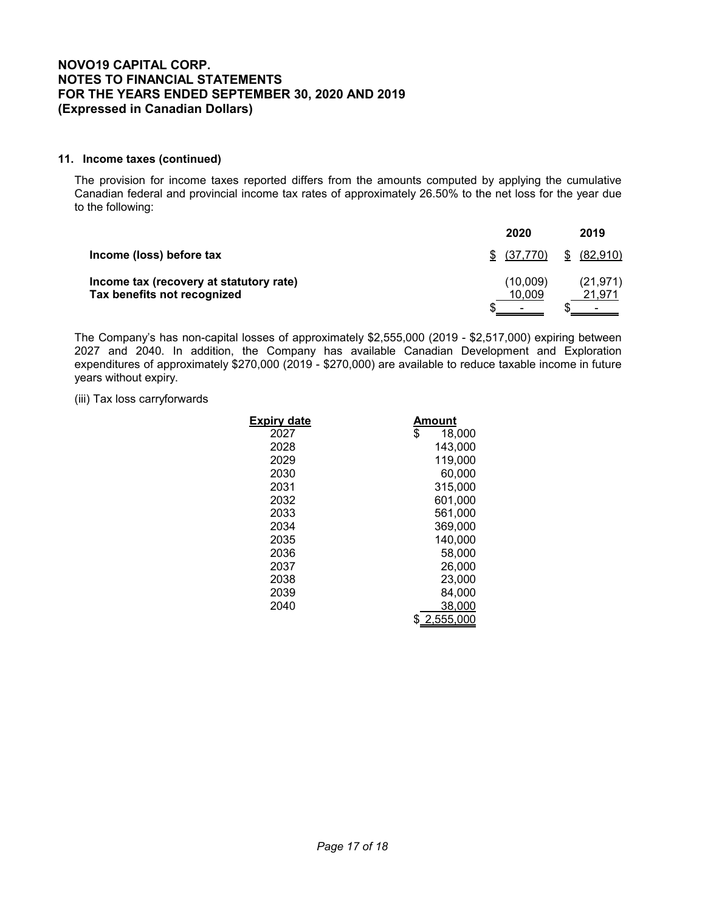**NOVO19 CAPITAL CORP.**
**NOTES TO FINANCIAL STATEMENTS**
**FOR THE YEARS ENDED SEPTEMBER 30, 2020 AND 2019**
**(Expressed in Canadian Dollars)**

**11. Income taxes (continued)**

The provision for income taxes reported differs from the amounts computed by applying the cumulative Canadian federal and provincial income tax rates of approximately 26.50% to the net loss for the year due to the following:

| | 2020 | 2019 |
|---|---|---|
| **Income (loss) before tax** | $ (37,770) | $ (82,910) |
| **Income tax (recovery at statutory rate)** | (10,009) | (21,971) |
| **Tax benefits not recognized** | 10,009 | 21,971 |
| | $ - | $ - |

The Company's has non-capital losses of approximately $2,555,000 (2019 - $2,517,000) expiring between 2027 and 2040. In addition, the Company has available Canadian Development and Exploration expenditures of approximately $270,000 (2019 - $270,000) are available to reduce taxable income in future years without expiry.

(iii) Tax loss carryforwards

| Expiry date | Amount |
|---|---|
| 2027 | $ 18,000 |
| 2028 | 143,000 |
| 2029 | 119,000 |
| 2030 | 60,000 |
| 2031 | 315,000 |
| 2032 | 601,000 |
| 2033 | 561,000 |
| 2034 | 369,000 |
| 2035 | 140,000 |
| 2036 | 58,000 |
| 2037 | 26,000 |
| 2038 | 23,000 |
| 2039 | 84,000 |
| 2040 | 38,000 |
| | $ 2,555,000 |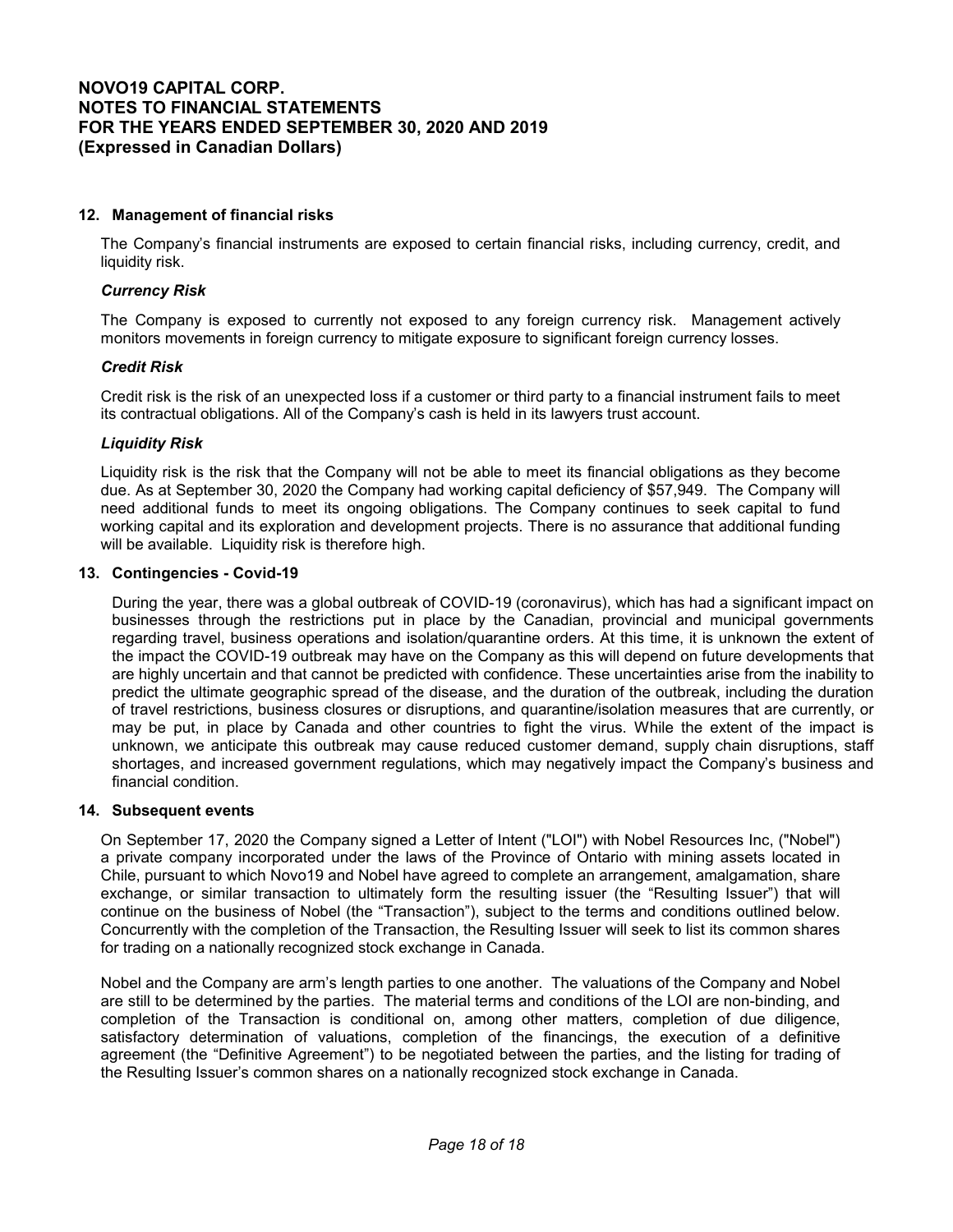## 12. Management of financial risks

The Company's financial instruments are exposed to certain financial risks, including currency, credit, and liquidity risk.

### *Currency Risk*

The Company is exposed to currently not exposed to any foreign currency risk. Management actively monitors movements in foreign currency to mitigate exposure to significant foreign currency losses.

### *Credit Risk*

Credit risk is the risk of an unexpected loss if a customer or third party to a financial instrument fails to meet its contractual obligations. All of the Company's cash is held in its lawyers trust account.

### *Liquidity Risk*

Liquidity risk is the risk that the Company will not be able to meet its financial obligations as they become due. As at September 30, 2020 the Company had working capital deficiency of $57,949. The Company will need additional funds to meet its ongoing obligations. The Company continues to seek capital to fund working capital and its exploration and development projects. There is no assurance that additional funding will be available. Liquidity risk is therefore high.

## 13. Contingencies - Covid-19

During the year, there was a global outbreak of COVID-19 (coronavirus), which has had a significant impact on businesses through the restrictions put in place by the Canadian, provincial and municipal governments regarding travel, business operations and isolation/quarantine orders. At this time, it is unknown the extent of the impact the COVID-19 outbreak may have on the Company as this will depend on future developments that are highly uncertain and that cannot be predicted with confidence. These uncertainties arise from the inability to predict the ultimate geographic spread of the disease, and the duration of the outbreak, including the duration of travel restrictions, business closures or disruptions, and quarantine/isolation measures that are currently, or may be put, in place by Canada and other countries to fight the virus. While the extent of the impact is unknown, we anticipate this outbreak may cause reduced customer demand, supply chain disruptions, staff shortages, and increased government regulations, which may negatively impact the Company's business and financial condition.

## 14. Subsequent events

On September 17, 2020 the Company signed a Letter of Intent ("LOI") with Nobel Resources Inc, ("Nobel") a private company incorporated under the laws of the Province of Ontario with mining assets located in Chile, pursuant to which Novo19 and Nobel have agreed to complete an arrangement, amalgamation, share exchange, or similar transaction to ultimately form the resulting issuer (the "Resulting Issuer") that will continue on the business of Nobel (the "Transaction"), subject to the terms and conditions outlined below. Concurrently with the completion of the Transaction, the Resulting Issuer will seek to list its common shares for trading on a nationally recognized stock exchange in Canada.

Nobel and the Company are arm's length parties to one another. The valuations of the Company and Nobel are still to be determined by the parties. The material terms and conditions of the LOI are non-binding, and completion of the Transaction is conditional on, among other matters, completion of due diligence, satisfactory determination of valuations, completion of the financings, the execution of a definitive agreement (the "Definitive Agreement") to be negotiated between the parties, and the listing for trading of the Resulting Issuer's common shares on a nationally recognized stock exchange in Canada.